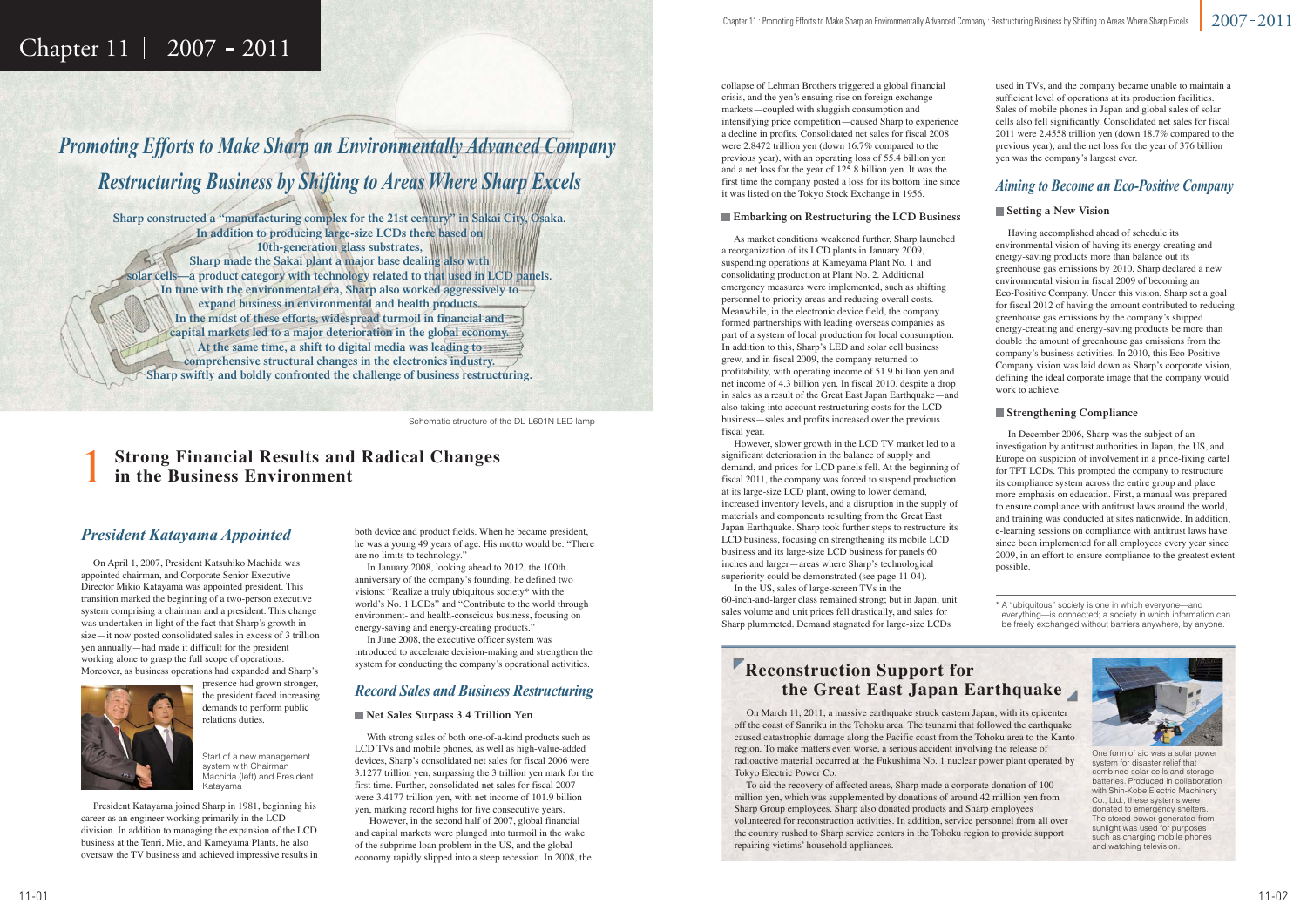# Chapter 11 | 2007 - 2011

## *Promoting Efforts to Make Sharp an Environmentally Advanced Company*
## *Restructuring Business by Shifting to Areas Where Sharp Excels*

**Sharp constructed a "manufacturing complex for the 21st century" in Sakai City, Osaka. In addition to producing large-size LCDs there based on 10th-generation glass substrates, Sharp made the Sakai plant a major base dealing also with solar cells—a product category with technology related to that used in LCD panels. In tune with the environmental era, Sharp also worked aggressively to expand business in environmental and health products. In the midst of these efforts, widespread turmoil in financial and capital markets led to a major deterioration in the global economy. At the same time, a shift to digital media was leading to comprehensive structural changes in the electronics industry. Sharp swiftly and boldly confronted the challenge of business restructuring.**

Schematic structure of the DL-L601N LED lamp

## 1 Strong Financial Results and Radical Changes in the Business Environment

### *President Katayama Appointed*

On April 1, 2007, President Katsuhiko Machida was appointed chairman, and Corporate Senior Executive Director Mikio Katayama was appointed president. This transition marked the beginning of a two-person executive system comprising a chairman and a president. This change was undertaken in light of the fact that Sharp's growth in size—it now posted consolidated sales in excess of 3 trillion yen annually—had made it difficult for the president working alone to grasp the full scope of operations. Moreover, as business operations had expanded and Sharp's presence had grown stronger, the president faced increasing demands to perform public relations duties.

Start of a new management system with Chairman Machida (left) and President Katayama

President Katayama joined Sharp in 1981, beginning his career as an engineer working primarily in the LCD division. In addition to managing the expansion of the LCD business at the Tenri, Mie, and Kameyama Plants, he also oversaw the TV business and achieved impressive results in both device and product fields. When he became president, he was a young 49 years of age. His motto would be: "There are no limits to technology."

In January 2008, looking ahead to 2012, the 100th anniversary of the company's founding, he defined two visions: "Realize a truly ubiquitous society* with the world's No. 1 LCDs" and "Contribute to the world through environment- and health-conscious business, focusing on energy-saving and energy-creating products."

In June 2008, the executive officer system was introduced to accelerate decision-making and strengthen the system for conducting the company's operational activities.

### *Record Sales and Business Restructuring*

#### Net Sales Surpass 3.4 Trillion Yen

With strong sales of both one-of-a-kind products such as LCD TVs and mobile phones, as well as high-value-added devices, Sharp's consolidated net sales for fiscal 2006 were 3.1277 trillion yen, surpassing the 3 trillion yen mark for the first time. Further, consolidated net sales for fiscal 2007 were 3.4177 trillion yen, with net income of 101.9 billion yen, marking record highs for five consecutive years.

However, in the second half of 2007, global financial and capital markets were plunged into turmoil in the wake of the subprime loan problem in the US, and the global economy rapidly slipped into a steep recession. In 2008, the collapse of Lehman Brothers triggered a global financial crisis, and the yen's ensuing rise on foreign exchange markets—coupled with sluggish consumption and intensifying price competition—caused Sharp to experience a decline in profits. Consolidated net sales for fiscal 2008 were 2.8472 trillion yen (down 16.7% compared to the previous year), with an operating loss of 55.4 billion yen and a net loss for the year of 125.8 billion yen. It was the first time the company posted a loss for its bottom line since it was listed on the Tokyo Stock Exchange in 1956.

#### Embarking on Restructuring the LCD Business

As market conditions weakened further, Sharp launched a reorganization of its LCD plants in January 2009, suspending operations at Kameyama Plant No. 1 and consolidating production at Plant No. 2. Additional emergency measures were implemented, such as shifting personnel to priority areas and reducing overall costs. Meanwhile, in the electronic device field, the company formed partnerships with leading overseas companies as part of a system of local production for local consumption. In addition to this, Sharp's LED and solar cell business grew, and in fiscal 2009, the company returned to profitability, with operating income of 51.9 billion yen and net income of 4.3 billion yen. In fiscal 2010, despite a drop in sales as a result of the Great East Japan Earthquake—and also taking into account restructuring costs for the LCD business—sales and profits increased over the previous fiscal year.

However, slower growth in the LCD TV market led to a significant deterioration in the balance of supply and demand, and prices for LCD panels fell. At the beginning of fiscal 2011, the company was forced to suspend production at its large-size LCD plant, owing to lower demand, increased inventory levels, and a disruption in the supply of materials and components resulting from the Great East Japan Earthquake. Sharp took further steps to restructure its LCD business, focusing on strengthening its mobile LCD business and its large-size LCD business for panels 60 inches and larger—areas where Sharp's technological superiority could be demonstrated (see page 11-04).

In the US, sales of large-screen TVs in the 60-inch-and-larger class remained strong; but in Japan, unit sales volume and unit prices fell drastically, and sales for Sharp plummeted. Demand stagnated for large-size LCDs used in TVs, and the company became unable to maintain a sufficient level of operations at its production facilities. Sales of mobile phones in Japan and global sales of solar cells also fell significantly. Consolidated net sales for fiscal 2011 were 2.4558 trillion yen (down 18.7% compared to the previous year), and the net loss for the year of 376 billion yen was the company's largest ever.

### *Aiming to Become an Eco-Positive Company*

#### Setting a New Vision

Having accomplished ahead of schedule its environmental vision of having its energy-creating and energy-saving products more than balance out its greenhouse gas emissions by 2010, Sharp declared a new environmental vision in fiscal 2009 of becoming an Eco-Positive Company. Under this vision, Sharp set a goal for fiscal 2012 of having the amount contributed to reducing greenhouse gas emissions by the company's shipped energy-creating and energy-saving products be more than double the amount of greenhouse gas emissions from the company's business activities. In 2010, this Eco-Positive Company vision was laid down as Sharp's corporate vision, defining the ideal corporate image that the company would work to achieve.

#### Strengthening Compliance

In December 2006, Sharp was the subject of an investigation by antitrust authorities in Japan, the US, and Europe on suspicion of involvement in a price-fixing cartel for TFT LCDs. This prompted the company to restructure its compliance system across the entire group and place more emphasis on education. First, a manual was prepared to ensure compliance with antitrust laws around the world, and training was conducted at sites nationwide. In addition, e-learning sessions on compliance with antitrust laws have since been implemented for all employees every year since 2009, in an effort to ensure compliance to the greatest extent possible.

\* A "ubiquitous" society is one in which everyone—and everything—is connected; a society in which information can be freely exchanged without barriers anywhere, by anyone.

## Reconstruction Support for the Great East Japan Earthquake

On March 11, 2011, a massive earthquake struck eastern Japan, with its epicenter off the coast of Sanriku in the Tohoku area. The tsunami that followed the earthquake caused catastrophic damage along the Pacific coast from the Tohoku area to the Kanto region. To make matters even worse, a serious accident involving the release of radioactive material occurred at the Fukushima No. 1 nuclear power plant operated by Tokyo Electric Power Co.

To aid the recovery of affected areas, Sharp made a corporate donation of 100 million yen, which was supplemented by donations of around 42 million yen from Sharp Group employees. Sharp also donated products and Sharp employees volunteered for reconstruction activities. In addition, service personnel from all over the country rushed to Sharp service centers in the Tohoku region to provide support repairing victims' household appliances.

One form of aid was a solar power system for disaster relief that combined solar cells and storage batteries. Produced in collaboration with Shin-Kobe Electric Machinery Co., Ltd., these systems were donated to emergency shelters. The stored power generated from sunlight was used for purposes such as charging mobile phones and watching television.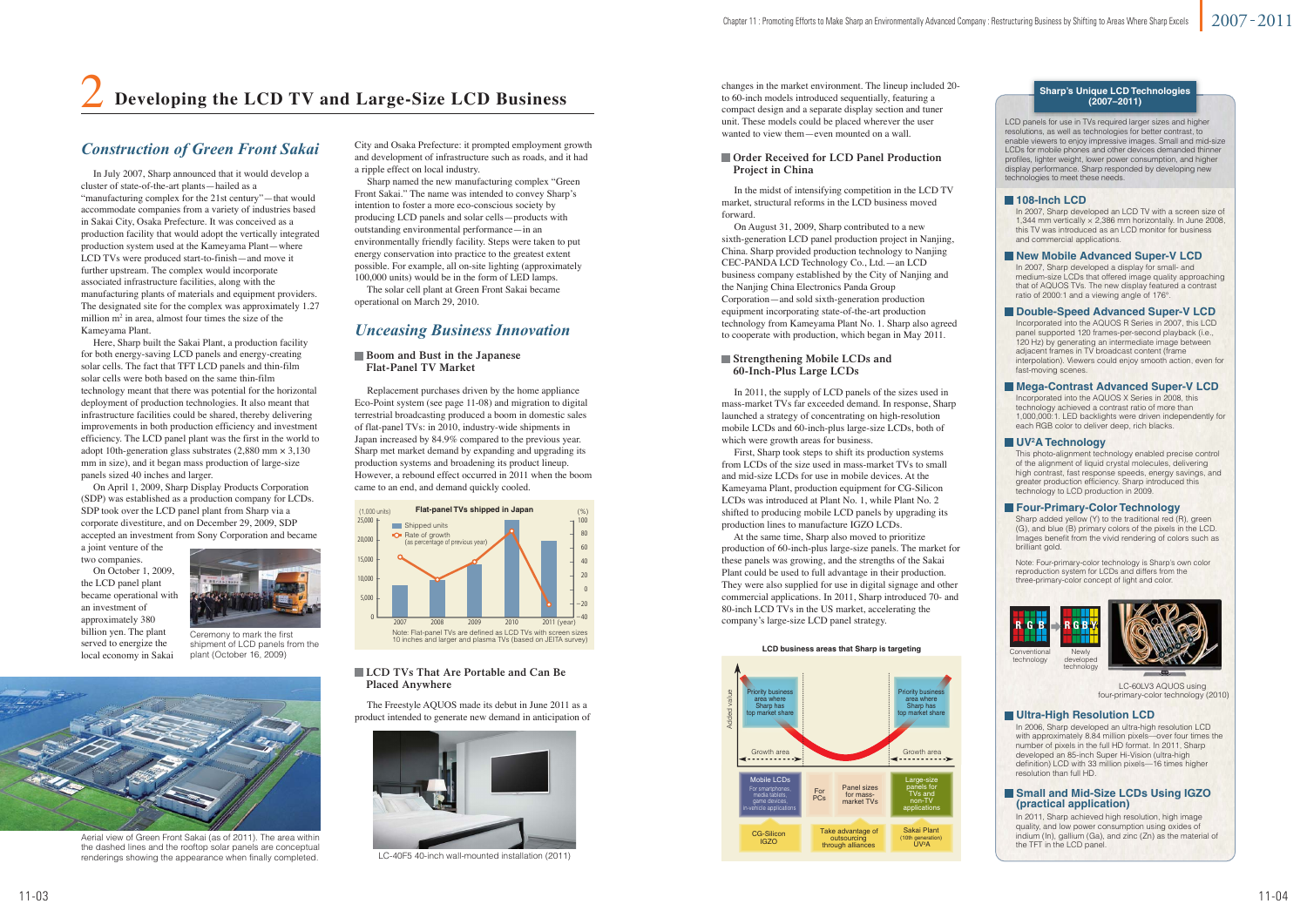# 2 Developing the LCD TV and Large-Size LCD Business

## *Construction of Green Front Sakai*

In July 2007, Sharp announced that it would develop a cluster of state-of-the-art plants—hailed as a "manufacturing complex for the 21st century"—that would accommodate companies from a variety of industries based in Sakai City, Osaka Prefecture. It was conceived as a production facility that would adopt the vertically integrated production system used at the Kameyama Plant—where LCD TVs were produced start-to-finish—and move it further upstream. The complex would incorporate associated infrastructure facilities, along with the manufacturing plants of materials and equipment providers. The designated site for the complex was approximately 1.27 million $m^2$ in area, almost four times the size of the Kameyama Plant.

Here, Sharp built the Sakai Plant, a production facility for both energy-saving LCD panels and energy-creating solar cells. The fact that TFT LCD panels and thin-film solar cells were both based on the same thin-film technology meant that there was potential for the horizontal deployment of production technologies. It also meant that infrastructure facilities could be shared, thereby delivering improvements in both production efficiency and investment efficiency. The LCD panel plant was the first in the world to adopt 10th-generation glass substrates (2,880 mm × 3,130 mm in size), and it began mass production of large-size panels sized 40 inches and larger.

On April 1, 2009, Sharp Display Products Corporation (SDP) was established as a production company for LCDs. SDP took over the LCD panel plant from Sharp via a corporate divestiture, and on December 29, 2009, SDP accepted an investment from Sony Corporation and became a joint venture of the two companies.

On October 1, 2009, the LCD panel plant became operational with an investment of approximately 380 billion yen. The plant served to energize the local economy in Sakai City and Osaka Prefecture: it prompted employment growth and development of infrastructure such as roads, and it had a ripple effect on local industry.

Ceremony to mark the first shipment of LCD panels from the plant (October 16, 2009)

Sharp named the new manufacturing complex "Green Front Sakai." The name was intended to convey Sharp's intention to foster a more eco-conscious society by producing LCD panels and solar cells—products with outstanding environmental performance—in an environmentally friendly facility. Steps were taken to put energy conservation into practice to the greatest extent possible. For example, all on-site lighting (approximately 100,000 units) would be in the form of LED lamps.

The solar cell plant at Green Front Sakai became operational on March 29, 2010.

Aerial view of Green Front Sakai (as of 2011). The area within the dashed lines and the rooftop solar panels are conceptual renderings showing the appearance when finally completed.

## *Unceasing Business Innovation*

### Boom and Bust in the Japanese Flat-Panel TV Market

Replacement purchases driven by the home appliance Eco-Point system (see page 11-08) and migration to digital terrestrial broadcasting produced a boom in domestic sales of flat-panel TVs: in 2010, industry-wide shipments in Japan increased by 84.9% compared to the previous year. Sharp met market demand by expanding and upgrading its production systems and broadening its product lineup. However, a rebound effect occurred in 2011 when the boom came to an end, and demand quickly cooled.

**Flat-panel TVs shipped in Japan**

(1,000 units) / (%)

- Shipped units
- Rate of growth (as percentage of previous year)

Years: 2007, 2008, 2009, 2010, 2011 (year)

Note: Flat-panel TVs are defined as LCD TVs with screen sizes 10 inches and larger and plasma TVs (based on JEITA survey)

### LCD TVs That Are Portable and Can Be Placed Anywhere

The Freestyle AQUOS made its debut in June 2011 as a product intended to generate new demand in anticipation of changes in the market environment. The lineup included 20- to 60-inch models introduced sequentially, featuring a compact design and a separate display section and tuner unit. These models could be placed wherever the user wanted to view them—even mounted on a wall.

LC-40F5 40-inch wall-mounted installation (2011)

### Order Received for LCD Panel Production Project in China

In the midst of intensifying competition in the LCD TV market, structural reforms in the LCD business moved forward.

On August 31, 2009, Sharp contributed to a new sixth-generation LCD panel production project in Nanjing, China. Sharp provided production technology to Nanjing CEC-PANDA LCD Technology Co., Ltd.—an LCD business company established by the City of Nanjing and the Nanjing China Electronics Panda Group Corporation—and sold sixth-generation production equipment incorporating state-of-the-art production technology from Kameyama Plant No. 1. Sharp also agreed to cooperate with production, which began in May 2011.

### Strengthening Mobile LCDs and 60-Inch-Plus Large LCDs

In 2011, the supply of LCD panels of the sizes used in mass-market TVs far exceeded demand. In response, Sharp launched a strategy of concentrating on high-resolution mobile LCDs and 60-inch-plus large-size LCDs, both of which were growth areas for business.

First, Sharp took steps to shift its production systems from LCDs of the size used in mass-market TVs to small and mid-size LCDs for use in mobile devices. At the Kameyama Plant, production equipment for CG-Silicon LCDs was introduced at Plant No. 1, while Plant No. 2 shifted to producing mobile LCD panels by upgrading its production lines to manufacture IGZO LCDs.

At the same time, Sharp also moved to prioritize production of 60-inch-plus large-size panels. The market for these panels was growing, and the strengths of the Sakai Plant could be used to full advantage in their production. They were also supplied for use in digital signage and other commercial applications. In 2011, Sharp introduced 70- and 80-inch LCD TVs in the US market, accelerating the company's large-size LCD panel strategy.

**LCD business areas that Sharp is targeting**

Added value

- Priority business area where Sharp has top market share (left) — Growth area — Mobile LCDs (For smartphones, media tablets, game devices, in-vehicle applications) — CG-Silicon IGZO
- For PCs / Panel sizes for mass-market TVs — Take advantage of outsourcing through alliances
- Priority business area where Sharp has top market share (right) — Growth area — Large-size panels for TVs and non-TV applications — Sakai Plant (10th generation) UV²A

## Sharp's Unique LCD Technologies (2007–2011)

LCD panels for use in TVs required larger sizes and higher resolutions, as well as technologies for better contrast, to enable viewers to enjoy impressive images. Small and mid-size LCDs for mobile phones and other devices demanded thinner profiles, lighter weight, lower power consumption, and higher display performance. Sharp responded by developing new technologies to meet these needs.

### 108-Inch LCD

In 2007, Sharp developed an LCD TV with a screen size of 1,344 mm vertically × 2,386 mm horizontally. In June 2008, this TV was introduced as an LCD monitor for business and commercial applications.

### New Mobile Advanced Super-V LCD

In 2007, Sharp developed a display for small- and medium-size LCDs that offered image quality approaching that of AQUOS TVs. The new display featured a contrast ratio of 2000:1 and a viewing angle of 176°.

### Double-Speed Advanced Super-V LCD

Incorporated into the AQUOS R Series in 2007, this LCD panel supported 120 frames-per-second playback (i.e., 120 Hz) by generating an intermediate image between adjacent frames in TV broadcast content (frame interpolation). Viewers could enjoy smooth action, even for fast-moving scenes.

### Mega-Contrast Advanced Super-V LCD

Incorporated into the AQUOS X Series in 2008, this technology achieved a contrast ratio of more than 1,000,000:1. LED backlights were driven independently for each RGB color to deliver deep, rich blacks.

### UV²A Technology

This photo-alignment technology enabled precise control of the alignment of liquid crystal molecules, delivering high contrast, fast response speeds, energy savings, and greater production efficiency. Sharp introduced this technology to LCD production in 2009.

### Four-Primary-Color Technology

Sharp added yellow (Y) to the traditional red (R), green (G), and blue (B) primary colors of the pixels in the LCD. Images benefit from the vivid rendering of colors such as brilliant gold.

Note: Four-primary-color technology is Sharp's own color reproduction system for LCDs and differs from the three-primary-color concept of light and color.

Conventional technology — Newly developed technology

LC-60LV3 AQUOS using four-primary-color technology (2010)

### Ultra-High Resolution LCD

In 2006, Sharp developed an ultra-high resolution LCD with approximately 8.84 million pixels—over four times the number of pixels in the full HD format. In 2011, Sharp developed an 85-inch Super Hi-Vision (ultra-high definition) LCD with 33 million pixels—16 times higher resolution than full HD.

### Small and Mid-Size LCDs Using IGZO (practical application)

In 2011, Sharp achieved high resolution, high image quality, and low power consumption using oxides of indium (In), gallium (Ga), and zinc (Zn) as the material of the TFT in the LCD panel.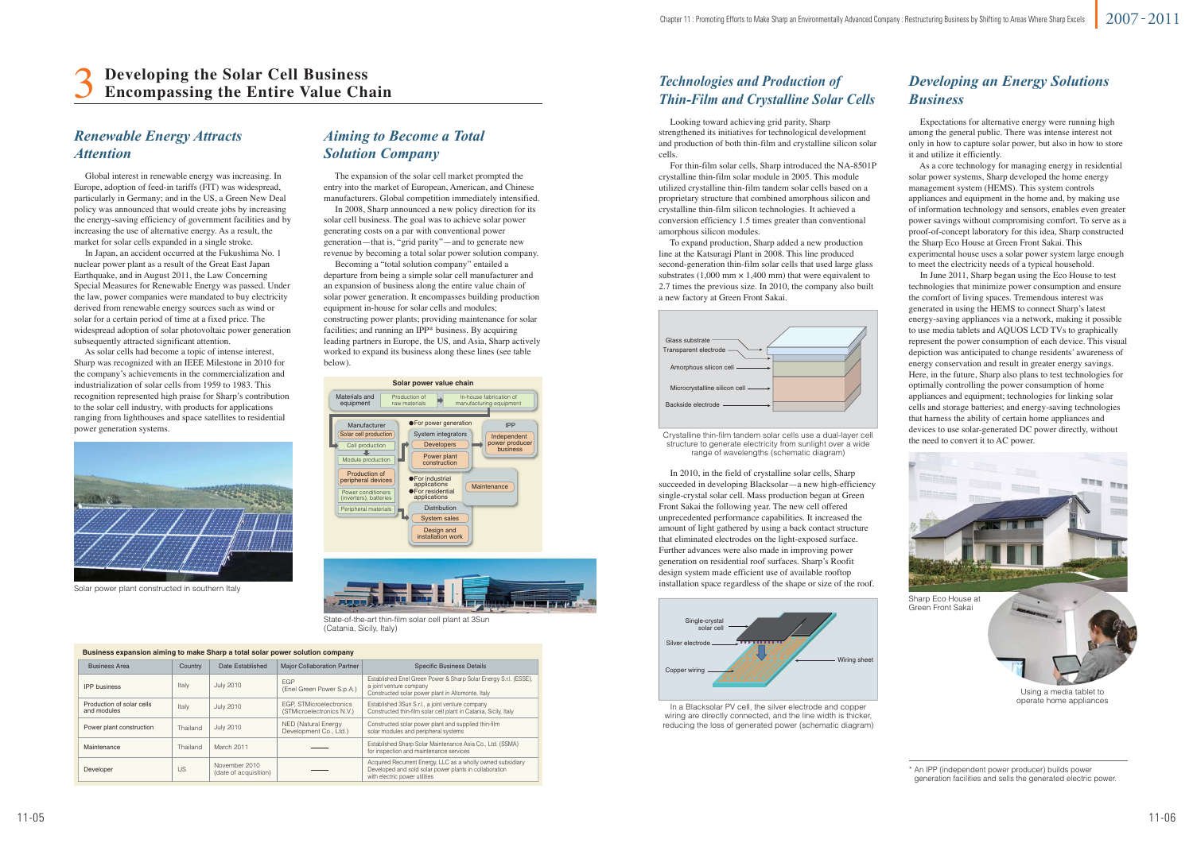# 3 Developing the Solar Cell Business Encompassing the Entire Value Chain

## *Renewable Energy Attracts Attention*

Global interest in renewable energy was increasing. In Europe, adoption of feed-in tariffs (FIT) was widespread, particularly in Germany; and in the US, a Green New Deal policy was announced that would create jobs by increasing the energy-saving efficiency of government facilities and by increasing the use of alternative energy. As a result, the market for solar cells expanded in a single stroke.

In Japan, an accident occurred at the Fukushima No. 1 nuclear power plant as a result of the Great East Japan Earthquake, and in August 2011, the Law Concerning Special Measures for Renewable Energy was passed. Under the law, power companies were mandated to buy electricity derived from renewable energy sources such as wind or solar for a certain period of time at a fixed price. The widespread adoption of solar photovoltaic power generation subsequently attracted significant attention.

As solar cells had become a topic of intense interest, Sharp was recognized with an IEEE Milestone in 2010 for the company's achievements in the commercialization and industrialization of solar cells from 1959 to 1983. This recognition represented high praise for Sharp's contribution to the solar cell industry, with products for applications ranging from lighthouses and space satellites to residential power generation systems.

Solar power plant constructed in southern Italy

## *Aiming to Become a Total Solution Company*

The expansion of the solar cell market prompted the entry into the market of European, American, and Chinese manufacturers. Global competition immediately intensified.

In 2008, Sharp announced a new policy direction for its solar cell business. The goal was to achieve solar power generating costs on a par with conventional power generation—that is, "grid parity"—and to generate new revenue by becoming a total solar power solution company.

Becoming a "total solution company" entailed a departure from being a simple solar cell manufacturer and an expansion of business along the entire value chain of solar power generation. It encompasses building production equipment in-house for solar cells and modules; constructing power plants; providing maintenance for solar facilities; and running an IPP* business. By acquiring leading partners in Europe, the US, and Asia, Sharp actively worked to expand its business along these lines (see table below).

**Solar power value chain**

- Materials and equipment: Production of raw materials → In-house fabrication of manufacturing equipment
- Manufacturer: Solar cell production (Cell production, Module production); Production of peripheral devices (Power conditioners (inverters), batteries; Peripheral materials)
- ●For power generation: System integrators (Developers; Power plant construction) → IPP: Independent power producer business
- ●For industrial applications ●For residential applications: Maintenance
- Distribution: System sales; Design and installation work

State-of-the-art thin-film solar cell plant at 3Sun (Catania, Sicily, Italy)

**Business expansion aiming to make Sharp a total solar power solution company**

| Business Area | Country | Date Established | Major Collaboration Partner | Specific Business Details |
|---|---|---|---|---|
| IPP business | Italy | July 2010 | EGP (Enel Green Power S.p.A.) | Established Enel Green Power & Sharp Solar Energy S.r.l. (ESSE), a joint venture company. Constructed solar power plant in Altomonte, Italy |
| Production of solar cells and modules | Italy | July 2010 | EGP, STMicroelectronics (STMicroelectronics N.V.) | Established 3Sun S.r.l., a joint venture company. Constructed thin-film solar cell plant in Catania, Sicily, Italy |
| Power plant construction | Thailand | July 2010 | NED (Natural Energy Development Co., Ltd.) | Constructed solar power plant and supplied thin-film solar modules and peripheral systems |
| Maintenance | Thailand | March 2011 | —— | Established Sharp Solar Maintenance Asia Co., Ltd. (SSMA) for inspection and maintenance services |
| Developer | US | November 2010 (date of acquisition) | —— | Acquired Recurrent Energy, LLC as a wholly owned subsidiary. Developed and sold solar power plants in collaboration with electric power utilities |

## *Technologies and Production of Thin-Film and Crystalline Solar Cells*

Looking toward achieving grid parity, Sharp strengthened its initiatives for technological development and production of both thin-film and crystalline silicon solar cells.

For thin-film solar cells, Sharp introduced the NA-8501P crystalline thin-film solar module in 2005. This module utilized crystalline thin-film tandem solar cells based on a proprietary structure that combined amorphous silicon and crystalline thin-film silicon technologies. It achieved a conversion efficiency 1.5 times greater than conventional amorphous silicon modules.

To expand production, Sharp added a new production line at the Katsuragi Plant in 2008. This line produced second-generation thin-film solar cells that used large glass substrates (1,000 mm × 1,400 mm) that were equivalent to 2.7 times the previous size. In 2010, the company also built a new factory at Green Front Sakai.

Glass substrate / Transparent electrode / Amorphous silicon cell / Microcrystalline silicon cell / Backside electrode

Crystalline thin-film tandem solar cells use a dual-layer cell structure to generate electricity from sunlight over a wide range of wavelengths (schematic diagram)

In 2010, in the field of crystalline solar cells, Sharp succeeded in developing Blacksolar—a new high-efficiency single-crystal solar cell. Mass production began at Green Front Sakai the following year. The new cell offered unprecedented performance capabilities. It increased the amount of light gathered by using a back contact structure that eliminated electrodes on the light-exposed surface. Further advances were also made in improving power generation on residential roof surfaces. Sharp's Roofit design system made efficient use of available rooftop installation space regardless of the shape or size of the roof.

Single-crystal solar cell / Silver electrode / Copper wiring / Wiring sheet

In a Blacksolar PV cell, the silver electrode and copper wiring are directly connected, and the line width is thicker, reducing the loss of generated power (schematic diagram)

## *Developing an Energy Solutions Business*

Expectations for alternative energy were running high among the general public. There was intense interest not only in how to capture solar power, but also in how to store it and utilize it efficiently.

As a core technology for managing energy in residential solar power systems, Sharp developed the home energy management system (HEMS). This system controls appliances and equipment in the home and, by making use of information technology and sensors, enables even greater power savings without compromising comfort. To serve as a proof-of-concept laboratory for this idea, Sharp constructed the Sharp Eco House at Green Front Sakai. This experimental house uses a solar power system large enough to meet the electricity needs of a typical household.

In June 2011, Sharp began using the Eco House to test technologies that minimize power consumption and ensure the comfort of living spaces. Tremendous interest was generated in using the HEMS to connect Sharp's latest energy-saving appliances via a network, making it possible to use media tablets and AQUOS LCD TVs to graphically represent the power consumption of each device. This visual depiction was anticipated to change residents' awareness of energy conservation and result in greater energy savings. Here, in the future, Sharp also plans to test technologies for optimally controlling the power consumption of home appliances and equipment; technologies for linking solar cells and storage batteries; and energy-saving technologies that harness the ability of certain home appliances and devices to use solar-generated DC power directly, without the need to convert it to AC power.

Sharp Eco House at Green Front Sakai

Using a media tablet to operate home appliances

* An IPP (independent power producer) builds power generation facilities and sells the generated electric power.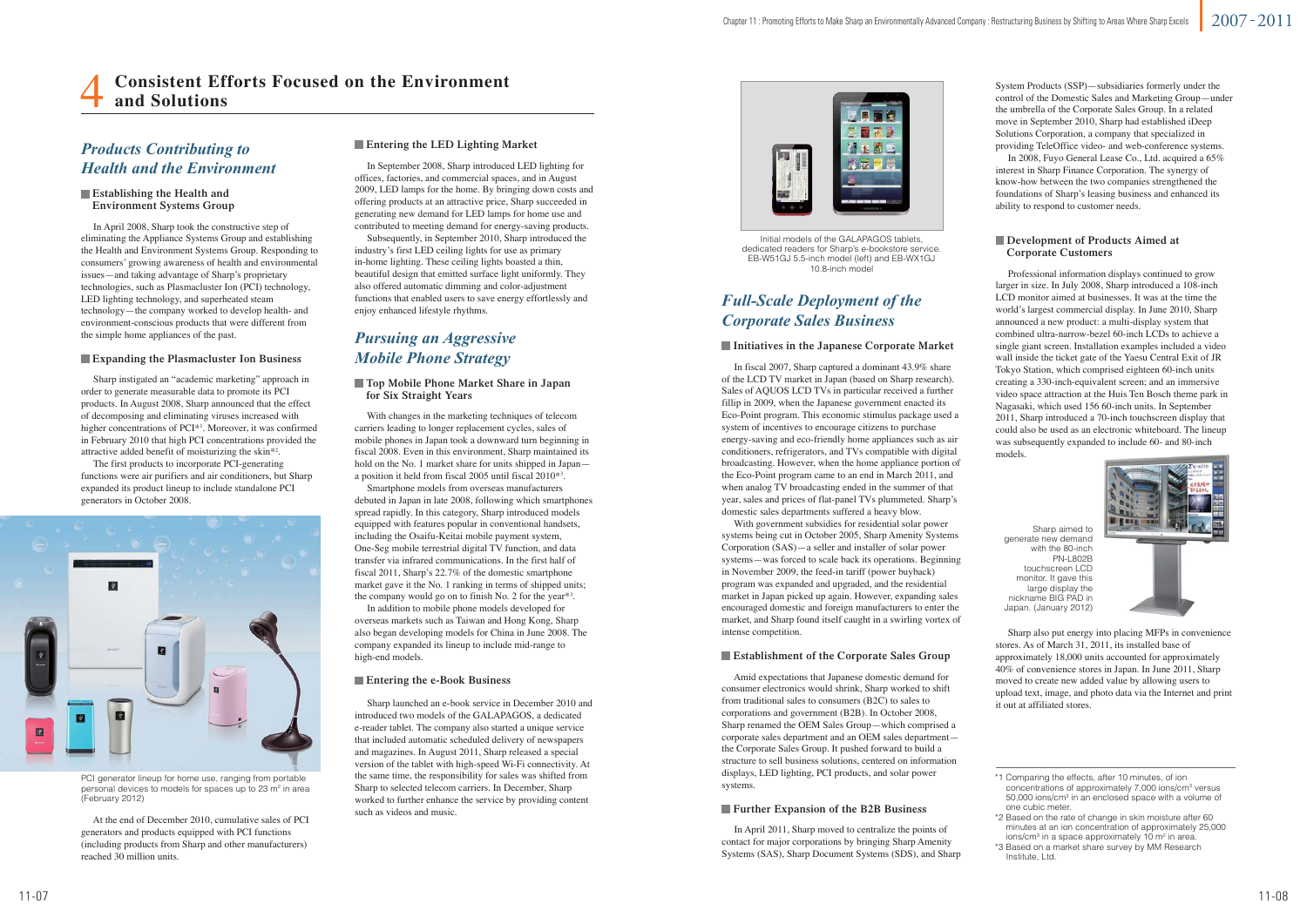# 4 Consistent Efforts Focused on the Environment and Solutions

## *Products Contributing to Health and the Environment*

### Establishing the Health and Environment Systems Group

In April 2008, Sharp took the constructive step of eliminating the Appliance Systems Group and establishing the Health and Environment Systems Group. Responding to consumers' growing awareness of health and environmental issues—and taking advantage of Sharp's proprietary technologies, such as Plasmacluster Ion (PCI) technology, LED lighting technology, and superheated steam technology—the company worked to develop health- and environment-conscious products that were different from the simple home appliances of the past.

### Expanding the Plasmacluster Ion Business

Sharp instigated an "academic marketing" approach in order to generate measurable data to promote its PCI products. In August 2008, Sharp announced that the effect of decomposing and eliminating viruses increased with higher concentrations of PCI*1. Moreover, it was confirmed in February 2010 that high PCI concentrations provided the attractive added benefit of moisturizing the skin*2.

The first products to incorporate PCI-generating functions were air purifiers and air conditioners, but Sharp expanded its product lineup to include standalone PCI generators in October 2008.

PCI generator lineup for home use, ranging from portable personal devices to models for spaces up to 23 m² in area (February 2012)

At the end of December 2010, cumulative sales of PCI generators and products equipped with PCI functions (including products from Sharp and other manufacturers) reached 30 million units.

### Entering the LED Lighting Market

In September 2008, Sharp introduced LED lighting for offices, factories, and commercial spaces, and in August 2009, LED lamps for the home. By bringing down costs and offering products at an attractive price, Sharp succeeded in generating new demand for LED lamps for home use and contributed to meeting demand for energy-saving products.

Subsequently, in September 2010, Sharp introduced the industry's first LED ceiling lights for use as primary in-home lighting. These ceiling lights boasted a thin, beautiful design that emitted surface light uniformly. They also offered automatic dimming and color-adjustment functions that enabled users to save energy effortlessly and enjoy enhanced lifestyle rhythms.

## *Pursuing an Aggressive Mobile Phone Strategy*

### Top Mobile Phone Market Share in Japan for Six Straight Years

With changes in the marketing techniques of telecom carriers leading to longer replacement cycles, sales of mobile phones in Japan took a downward turn beginning in fiscal 2008. Even in this environment, Sharp maintained its hold on the No. 1 market share for units shipped in Japan—a position it held from fiscal 2005 until fiscal 2010*3.

Smartphone models from overseas manufacturers debuted in Japan in late 2008, following which smartphones spread rapidly. In this category, Sharp introduced models equipped with features popular in conventional handsets, including the Osaifu-Keitai mobile payment system, One-Seg mobile terrestrial digital TV function, and data transfer via infrared communications. In the first half of fiscal 2011, Sharp's 22.7% of the domestic smartphone market gave it the No. 1 ranking in terms of shipped units; the company would go on to finish No. 2 for the year*3.

In addition to mobile phone models developed for overseas markets such as Taiwan and Hong Kong, Sharp also began developing models for China in June 2008. The company expanded its lineup to include mid-range to high-end models.

### Entering the e-Book Business

Sharp launched an e-book service in December 2010 and introduced two models of the GALAPAGOS, a dedicated e-reader tablet. The company also started a unique service that included automatic scheduled delivery of newspapers and magazines. In August 2011, Sharp released a special version of the tablet with high-speed Wi-Fi connectivity. At the same time, the responsibility for sales was shifted from Sharp to selected telecom carriers. In December, Sharp worked to further enhance the service by providing content such as videos and music.

Initial models of the GALAPAGOS tablets, dedicated readers for Sharp's e-bookstore service. EB-W51GJ 5.5-inch model (left) and EB-WX1GJ 10.8-inch model

## *Full-Scale Deployment of the Corporate Sales Business*

### Initiatives in the Japanese Corporate Market

In fiscal 2007, Sharp captured a dominant 43.9% share of the LCD TV market in Japan (based on Sharp research). Sales of AQUOS LCD TVs in particular received a further fillip in 2009, when the Japanese government enacted its Eco-Point program. This economic stimulus package used a system of incentives to encourage citizens to purchase energy-saving and eco-friendly home appliances such as air conditioners, refrigerators, and TVs compatible with digital broadcasting. However, when the home appliance portion of the Eco-Point program came to an end in March 2011, and when analog TV broadcasting ended in the summer of that year, sales and prices of flat-panel TVs plummeted. Sharp's domestic sales departments suffered a heavy blow.

With government subsidies for residential solar power systems being cut in October 2005, Sharp Amenity Systems Corporation (SAS)—a seller and installer of solar power systems—was forced to scale back its operations. Beginning in November 2009, the feed-in tariff (power buyback) program was expanded and upgraded, and the residential market in Japan picked up again. However, expanding sales encouraged domestic and foreign manufacturers to enter the market, and Sharp found itself caught in a swirling vortex of intense competition.

### Establishment of the Corporate Sales Group

Amid expectations that Japanese domestic demand for consumer electronics would shrink, Sharp worked to shift from traditional sales to consumers (B2C) to sales to corporations and government (B2B). In October 2008, Sharp renamed the OEM Sales Group—which comprised a corporate sales department and an OEM sales department—the Corporate Sales Group. It pushed forward to build a structure to sell business solutions, centered on information displays, LED lighting, PCI products, and solar power systems.

### Further Expansion of the B2B Business

In April 2011, Sharp moved to centralize the points of contact for major corporations by bringing Sharp Amenity Systems (SAS), Sharp Document Systems (SDS), and Sharp System Products (SSP)—subsidiaries formerly under the control of the Domestic Sales and Marketing Group—under the umbrella of the Corporate Sales Group. In a related move in September 2010, Sharp had established iDeep Solutions Corporation, a company that specialized in providing TeleOffice video- and web-conference systems.

In 2008, Fuyo General Lease Co., Ltd. acquired a 65% interest in Sharp Finance Corporation. The synergy of know-how between the two companies strengthened the foundations of Sharp's leasing business and enhanced its ability to respond to customer needs.

### Development of Products Aimed at Corporate Customers

Professional information displays continued to grow larger in size. In July 2008, Sharp introduced a 108-inch LCD monitor aimed at businesses. It was at the time the world's largest commercial display. In June 2010, Sharp announced a new product: a multi-display system that combined ultra-narrow-bezel 60-inch LCDs to achieve a single giant screen. Installation examples included a video wall inside the ticket gate of the Yaesu Central Exit of JR Tokyo Station, which comprised eighteen 60-inch units creating a 330-inch-equivalent screen; and an immersive video space attraction at the Huis Ten Bosch theme park in Nagasaki, which used 156 60-inch units. In September 2011, Sharp introduced a 70-inch touchscreen display that could also be used as an electronic whiteboard. The lineup was subsequently expanded to include 60- and 80-inch models.

Sharp aimed to generate new demand with the 80-inch PN-L802B touchscreen LCD monitor. It gave this large display the nickname BIG PAD in Japan. (January 2012)

Sharp also put energy into placing MFPs in convenience stores. As of March 31, 2011, its installed base of approximately 18,000 units accounted for approximately 40% of convenience stores in Japan. In June 2011, Sharp moved to create new added value by allowing users to upload text, image, and photo data via the Internet and print it out at affiliated stores.

---

*1 Comparing the effects, after 10 minutes, of ion concentrations of approximately 7,000 ions/cm³ versus 50,000 ions/cm³ in an enclosed space with a volume of one cubic meter.

*2 Based on the rate of change in skin moisture after 60 minutes at an ion concentration of approximately 25,000 ions/cm³ in a space approximately 10 m² in area.

*3 Based on a market share survey by MM Research Institute, Ltd.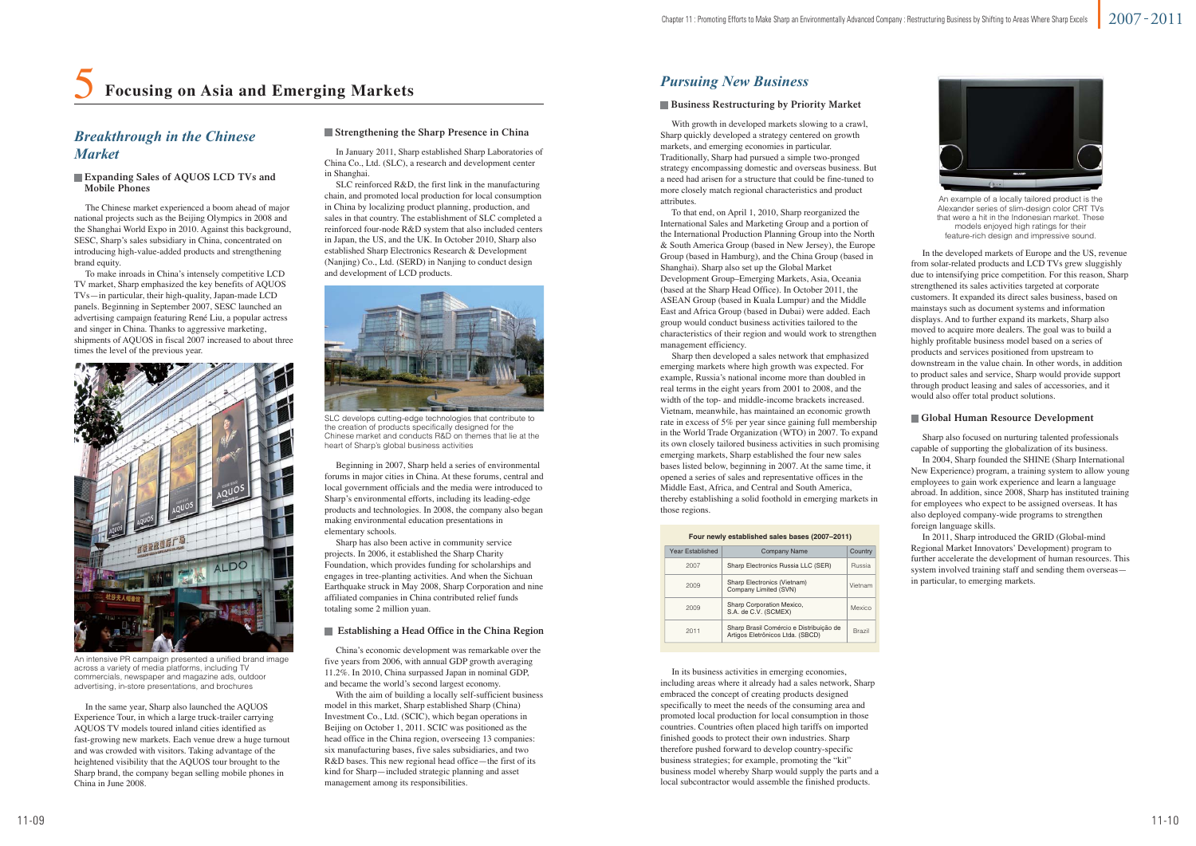# 5 Focusing on Asia and Emerging Markets

## *Breakthrough in the Chinese Market*

### Expanding Sales of AQUOS LCD TVs and Mobile Phones

The Chinese market experienced a boom ahead of major national projects such as the Beijing Olympics in 2008 and the Shanghai World Expo in 2010. Against this background, SESC, Sharp's sales subsidiary in China, concentrated on introducing high-value-added products and strengthening brand equity.

To make inroads in China's intensely competitive LCD TV market, Sharp emphasized the key benefits of AQUOS TVs—in particular, their high-quality, Japan-made LCD panels. Beginning in September 2007, SESC launched an advertising campaign featuring René Liu, a popular actress and singer in China. Thanks to aggressive marketing, shipments of AQUOS in fiscal 2007 increased to about three times the level of the previous year.

An intensive PR campaign presented a unified brand image across a variety of media platforms, including TV commercials, newspaper and magazine ads, outdoor advertising, in-store presentations, and brochures

In the same year, Sharp also launched the AQUOS Experience Tour, in which a large truck-trailer carrying AQUOS TV models toured inland cities identified as fast-growing new markets. Each venue drew a huge turnout and was crowded with visitors. Taking advantage of the heightened visibility that the AQUOS tour brought to the Sharp brand, the company began selling mobile phones in China in June 2008.

### Strengthening the Sharp Presence in China

In January 2011, Sharp established Sharp Laboratories of China Co., Ltd. (SLC), a research and development center in Shanghai.

SLC reinforced R&D, the first link in the manufacturing chain, and promoted local production for local consumption in China by localizing product planning, production, and sales in that country. The establishment of SLC completed a reinforced four-node R&D system that also included centers in Japan, the US, and the UK. In October 2010, Sharp also established Sharp Electronics Research & Development (Nanjing) Co., Ltd. (SERD) in Nanjing to conduct design and development of LCD products.

SLC develops cutting-edge technologies that contribute to the creation of products specifically designed for the Chinese market and conducts R&D on themes that lie at the heart of Sharp's global business activities

Beginning in 2007, Sharp held a series of environmental forums in major cities in China. At these forums, central and local government officials and the media were introduced to Sharp's environmental efforts, including its leading-edge products and technologies. In 2008, the company also began making environmental education presentations in elementary schools.

Sharp has also been active in community service projects. In 2006, it established the Sharp Charity Foundation, which provides funding for scholarships and engages in tree-planting activities. And when the Sichuan Earthquake struck in May 2008, Sharp Corporation and nine affiliated companies in China contributed relief funds totaling some 2 million yuan.

### Establishing a Head Office in the China Region

China's economic development was remarkable over the five years from 2006, with annual GDP growth averaging 11.2%. In 2010, China surpassed Japan in nominal GDP, and became the world's second largest economy.

With the aim of building a locally self-sufficient business model in this market, Sharp established Sharp (China) Investment Co., Ltd. (SCIC), which began operations in Beijing on October 1, 2011. SCIC was positioned as the head office in the China region, overseeing 13 companies: six manufacturing bases, five sales subsidiaries, and two R&D bases. This new regional head office—the first of its kind for Sharp—included strategic planning and asset management among its responsibilities.

## *Pursuing New Business*

### Business Restructuring by Priority Market

With growth in developed markets slowing to a crawl, Sharp quickly developed a strategy centered on growth markets, and emerging economies in particular. Traditionally, Sharp had pursued a simple two-pronged strategy encompassing domestic and overseas business. But a need had arisen for a structure that could be fine-tuned to more closely match regional characteristics and product attributes.

To that end, on April 1, 2010, Sharp reorganized the International Sales and Marketing Group and a portion of the International Production Planning Group into the North & South America Group (based in New Jersey), the Europe Group (based in Hamburg), and the China Group (based in Shanghai). Sharp also set up the Global Market Development Group–Emerging Markets, Asia, Oceania (based at the Sharp Head Office). In October 2011, the ASEAN Group (based in Kuala Lumpur) and the Middle East and Africa Group (based in Dubai) were added. Each group would conduct business activities tailored to the characteristics of their region and would work to strengthen management efficiency.

Sharp then developed a sales network that emphasized emerging markets where high growth was expected. For example, Russia's national income more than doubled in real terms in the eight years from 2001 to 2008, and the width of the top- and middle-income brackets increased. Vietnam, meanwhile, has maintained an economic growth rate in excess of 5% per year since gaining full membership in the World Trade Organization (WTO) in 2007. To expand its own closely tailored business activities in such promising emerging markets, Sharp established the four new sales bases listed below, beginning in 2007. At the same time, it opened a series of sales and representative offices in the Middle East, Africa, and Central and South America, thereby establishing a solid foothold in emerging markets in those regions.

**Four newly established sales bases (2007–2011)**

| Year Established | Company Name | Country |
|---|---|---|
| 2007 | Sharp Electronics Russia LLC (SER) | Russia |
| 2009 | Sharp Electronics (Vietnam) Company Limited (SVN) | Vietnam |
| 2009 | Sharp Corporation Mexico, S.A. de C.V. (SCMEX) | Mexico |
| 2011 | Sharp Brasil Comércio e Distribuição de Artigos Eletrônicos Ltda. (SBCD) | Brazil |

In its business activities in emerging economies, including areas where it already had a sales network, Sharp embraced the concept of creating products designed specifically to meet the needs of the consuming area and promoted local production for local consumption in those countries. Countries often placed high tariffs on imported finished goods to protect their own industries. Sharp therefore pushed forward to develop country-specific business strategies; for example, promoting the "kit" business model whereby Sharp would supply the parts and a local subcontractor would assemble the finished products.

An example of a locally tailored product is the Alexander series of slim-design color CRT TVs that were a hit in the Indonesian market. These models enjoyed high ratings for their feature-rich design and impressive sound.

In the developed markets of Europe and the US, revenue from solar-related products and LCD TVs grew sluggishly due to intensifying price competition. For this reason, Sharp strengthened its sales activities targeted at corporate customers. It expanded its direct sales business, based on mainstays such as document systems and information displays. And to further expand its markets, Sharp also moved to acquire more dealers. The goal was to build a highly profitable business model based on a series of products and services positioned from upstream to downstream in the value chain. In other words, in addition to product sales and service, Sharp would provide support through product leasing and sales of accessories, and it would also offer total product solutions.

### Global Human Resource Development

Sharp also focused on nurturing talented professionals capable of supporting the globalization of its business.

In 2004, Sharp founded the SHINE (Sharp International New Experience) program, a training system to allow young employees to gain work experience and learn a language abroad. In addition, since 2008, Sharp has instituted training for employees who expect to be assigned overseas. It has also deployed company-wide programs to strengthen foreign language skills.

In 2011, Sharp introduced the GRID (Global-mind Regional Market Innovators' Development) program to further accelerate the development of human resources. This system involved training staff and sending them overseas—in particular, to emerging markets.